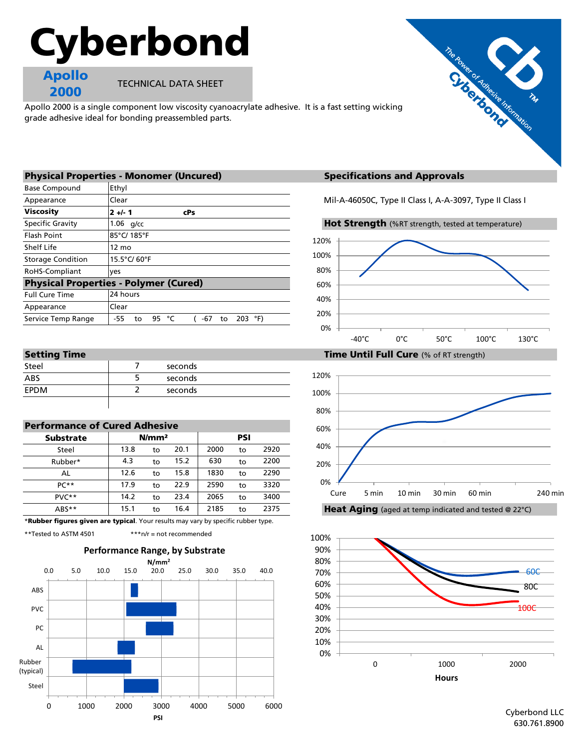# Cyberbond

## Apollo 2000

TECHNICAL DATA SHEET

Apollo 2000 is a single component low viscosity cyanoacrylate adhesive. It is a fast setting wicking grade adhesive ideal for bonding preassembled parts.

| Physical Properties - Monomer (Uncured) | |
|---|---|
| Base Compound | Ethyl |
| Appearance | Clear |
| **Viscosity** | **2 +/- 1 cPs** |
| Specific Gravity | 1.06 g/cc |
| Flash Point | 85°C/ 185°F |
| Shelf Life | 12 mo |
| Storage Condition | 15.5°C/ 60°F |
| RoHS-Compliant | yes |
| **Physical Properties - Polymer (Cured)** | |
| Full Cure Time | 24 hours |
| Appearance | Clear |
| Service Temp Range | -55 to 95 °C ( -67 to 203 °F) |

## Specifications and Approvals

Mil-A-46050C, Type II Class I, A-A-3097, Type II Class I

**Hot Strength** (%RT strength, tested at temperature)

| Setting Time | | |
|---|---|---|
| Steel | 7 | seconds |
| ABS | 5 | seconds |
| EPDM | 2 | seconds |

**Time Until Full Cure** (% of RT strength)

| Performance of Cured Adhesive | | | | | | |
|---|---|---|---|---|---|---|
| **Substrate** | **N/mm²** | | | **PSI** | | |
| Steel | 13.8 | to | 20.1 | 2000 | to | 2920 |
| Rubber* | 4.3 | to | 15.2 | 630 | to | 2200 |
| AL | 12.6 | to | 15.8 | 1830 | to | 2290 |
| PC** | 17.9 | to | 22.9 | 2590 | to | 3320 |
| PVC** | 14.2 | to | 23.4 | 2065 | to | 3400 |
| ABS** | 15.1 | to | 16.4 | 2185 | to | 2375 |

*__Rubber figures given are typical__. Your results may vary by specific rubber type.

**Tested to ASTM 4501 ***n/r = not recommended

**Heat Aging** (aged at temp indicated and tested @ 22°C)

**Performance Range, by Substrate**

Cyberbond LLC
630.761.8900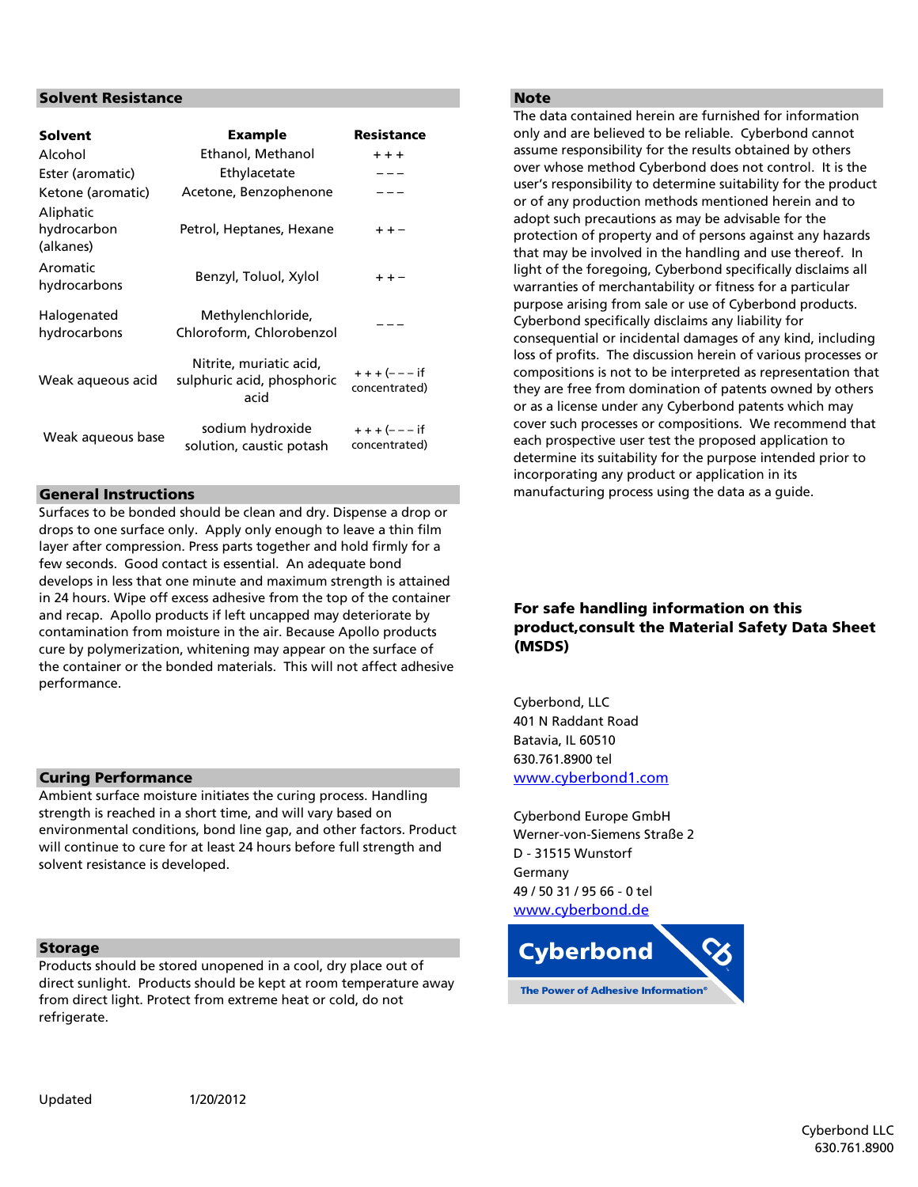## Solvent Resistance

| Solvent | Example | Resistance |
|---|---|---|
| Alcohol | Ethanol, Methanol | + + + |
| Ester (aromatic) | Ethylacetate | – – – |
| Ketone (aromatic) | Acetone, Benzophenone | – – – |
| Aliphatic hydrocarbon (alkanes) | Petrol, Heptanes, Hexane | + + – |
| Aromatic hydrocarbons | Benzyl, Toluol, Xylol | + + – |
| Halogenated hydrocarbons | Methylenchloride, Chloroform, Chlorobenzol | – – – |
| Weak aqueous acid | Nitrite, muriatic acid, sulphuric acid, phosphoric acid | + + + (– – – if concentrated) |
| Weak aqueous base | sodium hydroxide solution, caustic potash | + + + (– – – if concentrated) |

## General Instructions

Surfaces to be bonded should be clean and dry. Dispense a drop or drops to one surface only. Apply only enough to leave a thin film layer after compression. Press parts together and hold firmly for a few seconds. Good contact is essential. An adequate bond develops in less that one minute and maximum strength is attained in 24 hours. Wipe off excess adhesive from the top of the container and recap. Apollo products if left uncapped may deteriorate by contamination from moisture in the air. Because Apollo products cure by polymerization, whitening may appear on the surface of the container or the bonded materials. This will not affect adhesive performance.

## Curing Performance

Ambient surface moisture initiates the curing process. Handling strength is reached in a short time, and will vary based on environmental conditions, bond line gap, and other factors. Product will continue to cure for at least 24 hours before full strength and solvent resistance is developed.

## Storage

Products should be stored unopened in a cool, dry place out of direct sunlight. Products should be kept at room temperature away from direct light. Protect from extreme heat or cold, do not refrigerate.

Updated 1/20/2012

## Note

The data contained herein are furnished for information only and are believed to be reliable. Cyberbond cannot assume responsibility for the results obtained by others over whose method Cyberbond does not control. It is the user's responsibility to determine suitability for the product or of any production methods mentioned herein and to adopt such precautions as may be advisable for the protection of property and of persons against any hazards that may be involved in the handling and use thereof. In light of the foregoing, Cyberbond specifically disclaims all warranties of merchantability or fitness for a particular purpose arising from sale or use of Cyberbond products. Cyberbond specifically disclaims any liability for consequential or incidental damages of any kind, including loss of profits. The discussion herein of various processes or compositions is not to be interpreted as representation that they are free from domination of patents owned by others or as a license under any Cyberbond patents which may cover such processes or compositions. We recommend that each prospective user test the proposed application to determine its suitability for the purpose intended prior to incorporating any product or application in its manufacturing process using the data as a guide.

**For safe handling information on this product,consult the Material Safety Data Sheet (MSDS)**

Cyberbond, LLC
401 N Raddant Road
Batavia, IL 60510
630.761.8900 tel
www.cyberbond1.com

Cyberbond Europe GmbH
Werner-von-Siemens Straße 2
D - 31515 Wunstorf
Germany
49 / 50 31 / 95 66 - 0 tel
www.cyberbond.de

Cyberbond
The Power of Adhesive Information®

Cyberbond LLC
630.761.8900